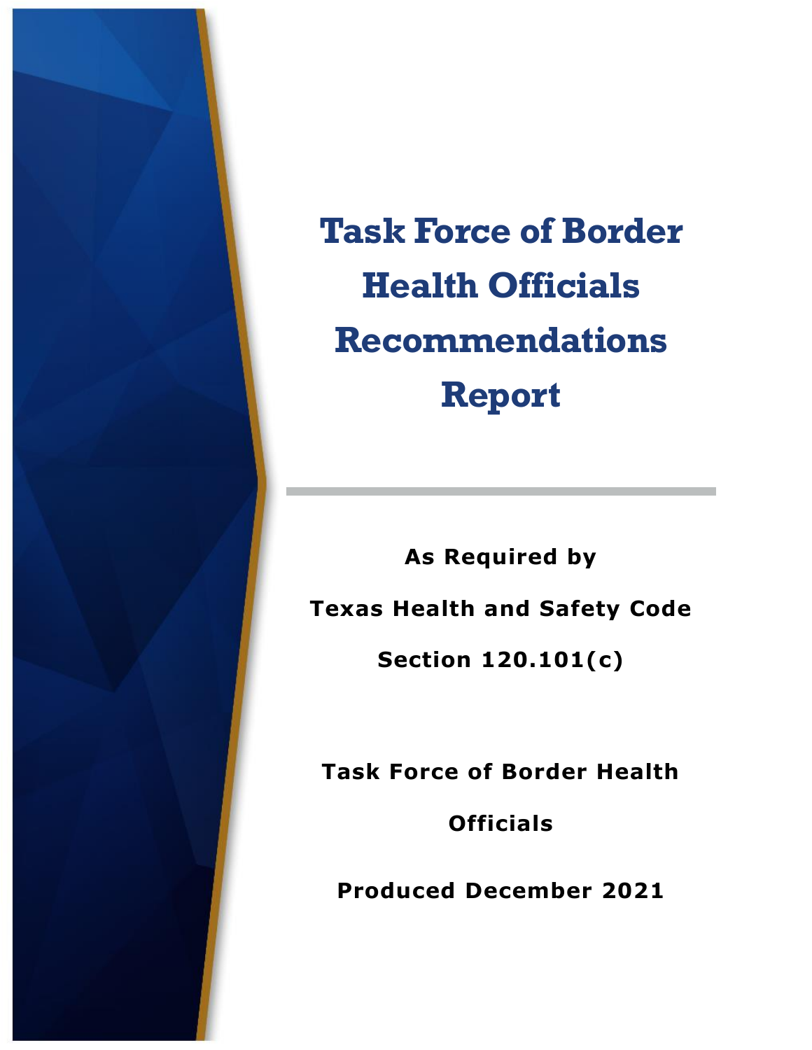# Task Force of Border Health Officials Recommendations Report

**As Required by**

**Texas Health and Safety Code**

**Section 120.101(c)**

**Task Force of Border Health Officials**

**Produced December 2021**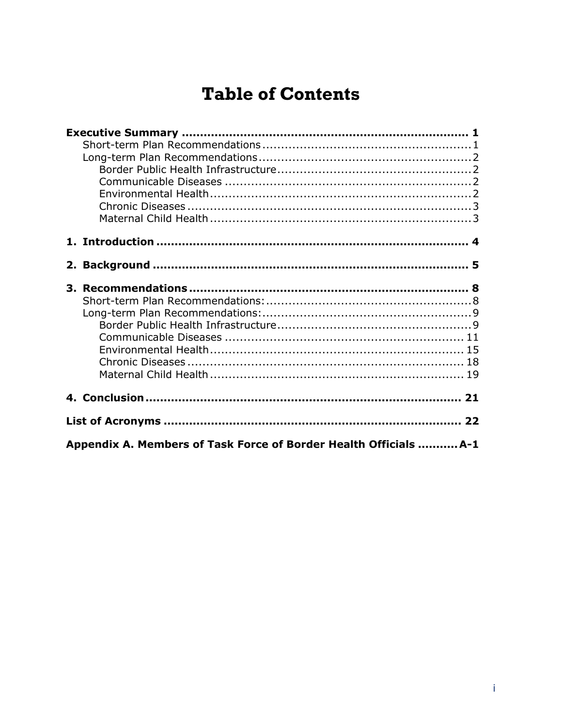# Table of Contents

**Executive Summary** .......... **1**

- Short-term Plan Recommendations .......... 1
- Long-term Plan Recommendations .......... 2
  - Border Public Health Infrastructure .......... 2
  - Communicable Diseases .......... 2
  - Environmental Health .......... 2
  - Chronic Diseases .......... 3
  - Maternal Child Health .......... 3

**1. Introduction** .......... **4**

**2. Background** .......... **5**

**3. Recommendations** .......... **8**

- Short-term Plan Recommendations: .......... 8
- Long-term Plan Recommendations: .......... 9
  - Border Public Health Infrastructure .......... 9
  - Communicable Diseases .......... 11
  - Environmental Health .......... 15
  - Chronic Diseases .......... 18
  - Maternal Child Health .......... 19

**4. Conclusion** .......... **21**

**List of Acronyms** .......... **22**

**Appendix A. Members of Task Force of Border Health Officials** .......... **A-1**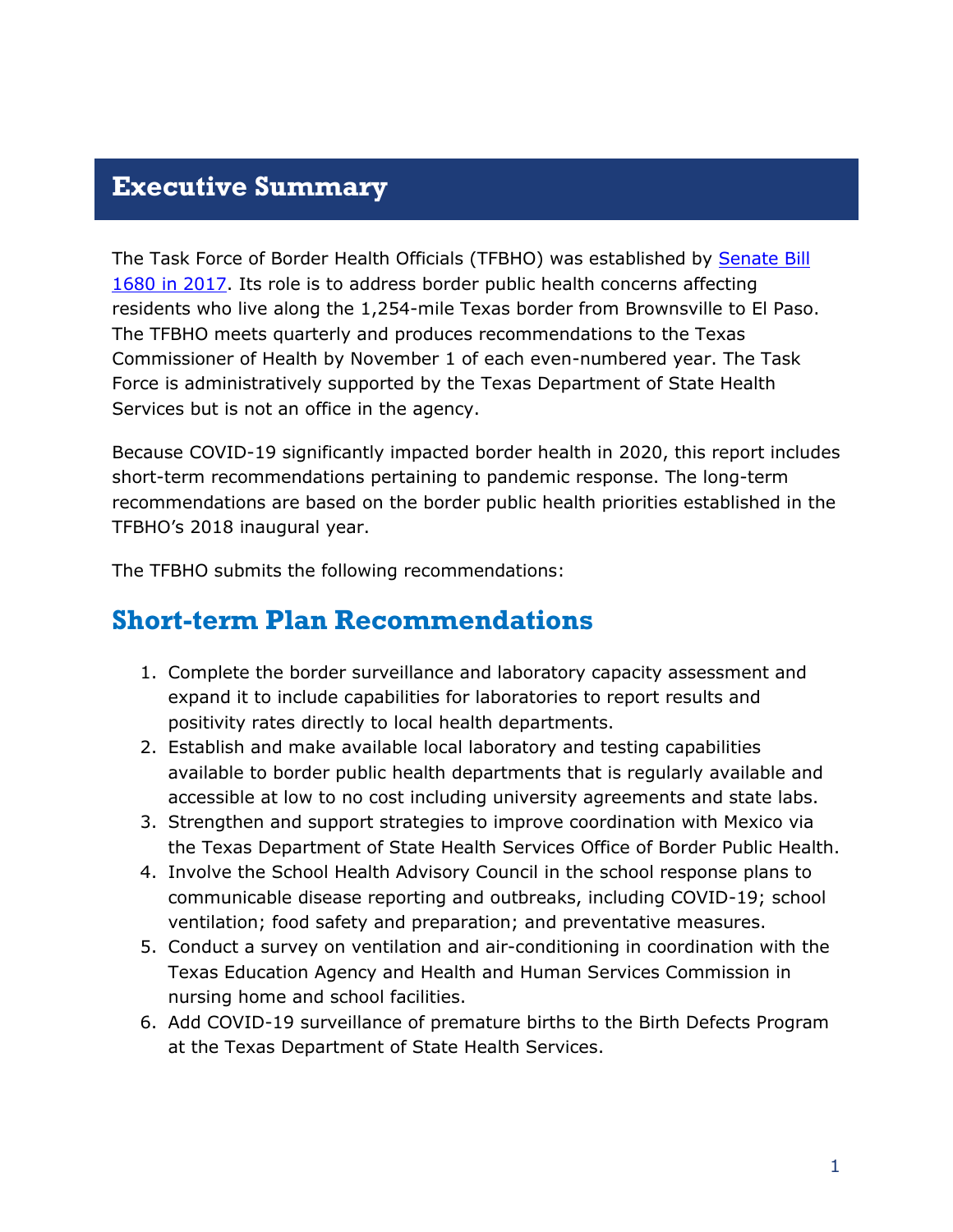# Executive Summary

The Task Force of Border Health Officials (TFBHO) was established by [Senate Bill 1680 in 2017](). Its role is to address border public health concerns affecting residents who live along the 1,254-mile Texas border from Brownsville to El Paso. The TFBHO meets quarterly and produces recommendations to the Texas Commissioner of Health by November 1 of each even-numbered year. The Task Force is administratively supported by the Texas Department of State Health Services but is not an office in the agency.

Because COVID-19 significantly impacted border health in 2020, this report includes short-term recommendations pertaining to pandemic response. The long-term recommendations are based on the border public health priorities established in the TFBHO's 2018 inaugural year.

The TFBHO submits the following recommendations:

## Short-term Plan Recommendations

1. Complete the border surveillance and laboratory capacity assessment and expand it to include capabilities for laboratories to report results and positivity rates directly to local health departments.
2. Establish and make available local laboratory and testing capabilities available to border public health departments that is regularly available and accessible at low to no cost including university agreements and state labs.
3. Strengthen and support strategies to improve coordination with Mexico via the Texas Department of State Health Services Office of Border Public Health.
4. Involve the School Health Advisory Council in the school response plans to communicable disease reporting and outbreaks, including COVID-19; school ventilation; food safety and preparation; and preventative measures.
5. Conduct a survey on ventilation and air-conditioning in coordination with the Texas Education Agency and Health and Human Services Commission in nursing home and school facilities.
6. Add COVID-19 surveillance of premature births to the Birth Defects Program at the Texas Department of State Health Services.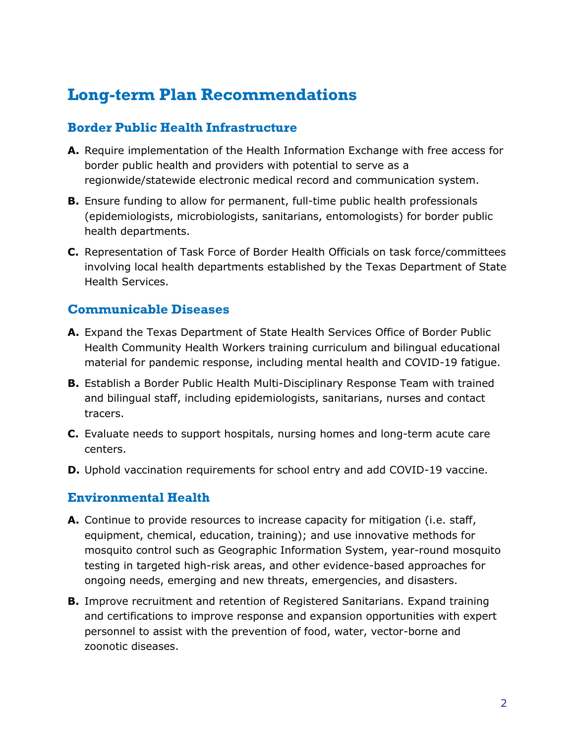# Long-term Plan Recommendations

## Border Public Health Infrastructure

**A.** Require implementation of the Health Information Exchange with free access for border public health and providers with potential to serve as a regionwide/statewide electronic medical record and communication system.

**B.** Ensure funding to allow for permanent, full-time public health professionals (epidemiologists, microbiologists, sanitarians, entomologists) for border public health departments.

**C.** Representation of Task Force of Border Health Officials on task force/committees involving local health departments established by the Texas Department of State Health Services.

## Communicable Diseases

**A.** Expand the Texas Department of State Health Services Office of Border Public Health Community Health Workers training curriculum and bilingual educational material for pandemic response, including mental health and COVID-19 fatigue.

**B.** Establish a Border Public Health Multi-Disciplinary Response Team with trained and bilingual staff, including epidemiologists, sanitarians, nurses and contact tracers.

**C.** Evaluate needs to support hospitals, nursing homes and long-term acute care centers.

**D.** Uphold vaccination requirements for school entry and add COVID-19 vaccine.

## Environmental Health

**A.** Continue to provide resources to increase capacity for mitigation (i.e. staff, equipment, chemical, education, training); and use innovative methods for mosquito control such as Geographic Information System, year-round mosquito testing in targeted high-risk areas, and other evidence-based approaches for ongoing needs, emerging and new threats, emergencies, and disasters.

**B.** Improve recruitment and retention of Registered Sanitarians. Expand training and certifications to improve response and expansion opportunities with expert personnel to assist with the prevention of food, water, vector-borne and zoonotic diseases.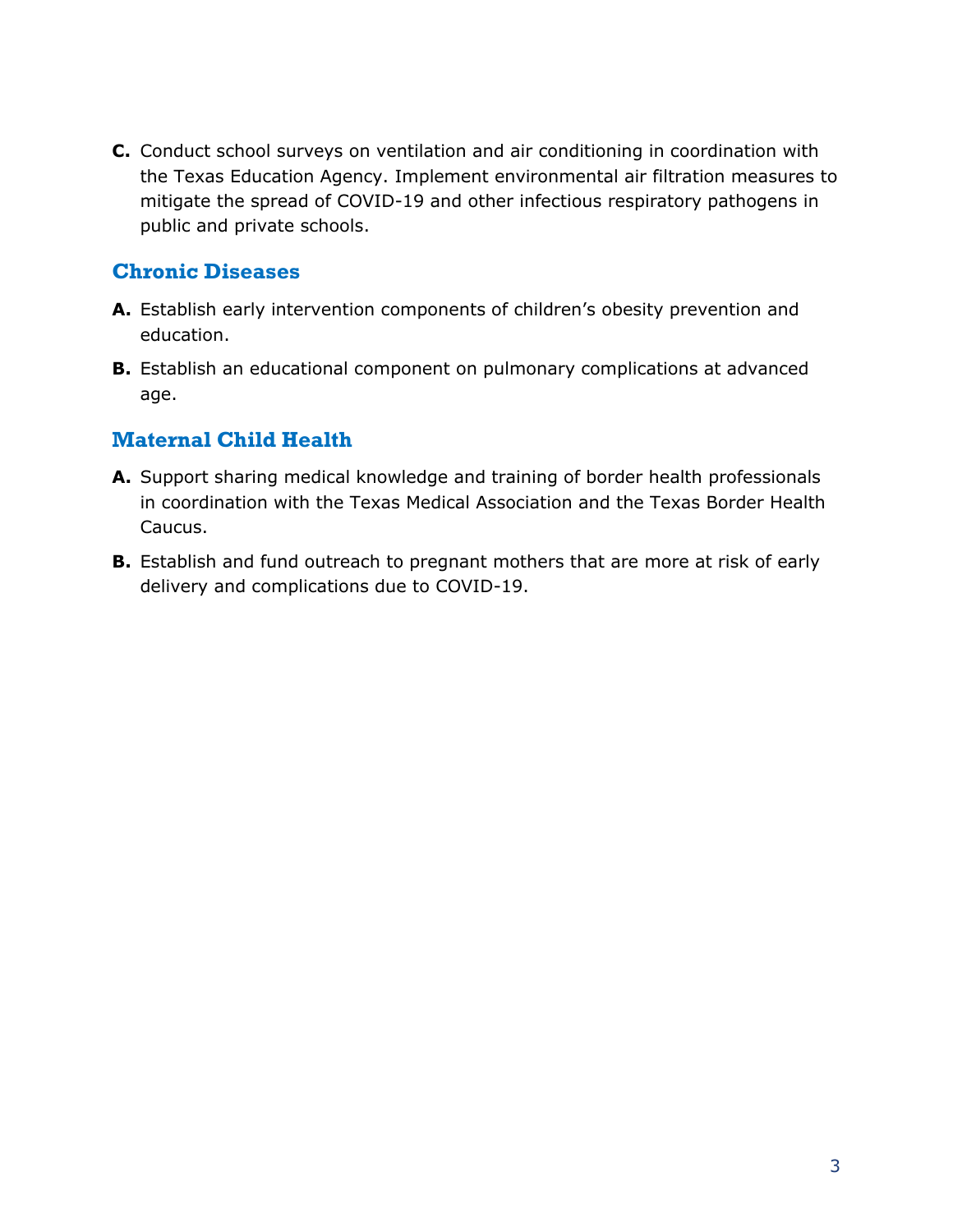**C.** Conduct school surveys on ventilation and air conditioning in coordination with the Texas Education Agency. Implement environmental air filtration measures to mitigate the spread of COVID-19 and other infectious respiratory pathogens in public and private schools.

## Chronic Diseases

**A.** Establish early intervention components of children's obesity prevention and education.

**B.** Establish an educational component on pulmonary complications at advanced age.

## Maternal Child Health

**A.** Support sharing medical knowledge and training of border health professionals in coordination with the Texas Medical Association and the Texas Border Health Caucus.

**B.** Establish and fund outreach to pregnant mothers that are more at risk of early delivery and complications due to COVID-19.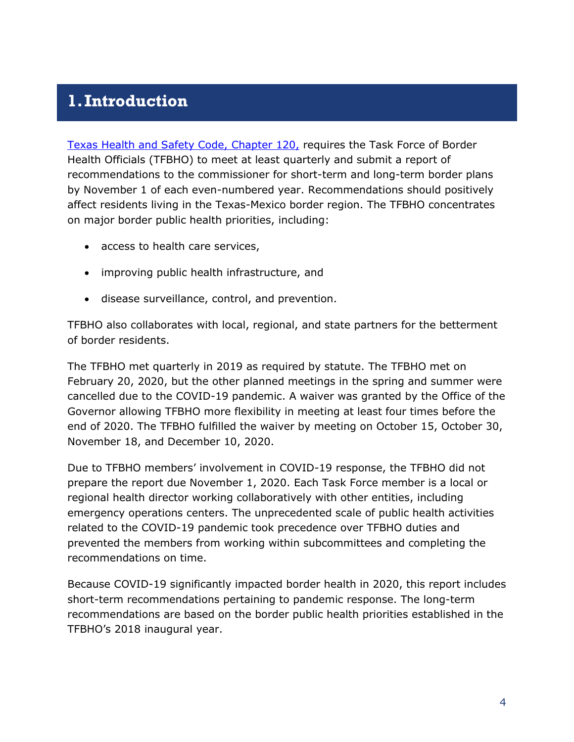# 1. Introduction

[Texas Health and Safety Code, Chapter 120,](https://statutes.capitol.texas.gov/Docs/HS/htm/HS.120.htm) requires the Task Force of Border Health Officials (TFBHO) to meet at least quarterly and submit a report of recommendations to the commissioner for short-term and long-term border plans by November 1 of each even-numbered year. Recommendations should positively affect residents living in the Texas-Mexico border region. The TFBHO concentrates on major border public health priorities, including:

- access to health care services,
- improving public health infrastructure, and
- disease surveillance, control, and prevention.

TFBHO also collaborates with local, regional, and state partners for the betterment of border residents.

The TFBHO met quarterly in 2019 as required by statute. The TFBHO met on February 20, 2020, but the other planned meetings in the spring and summer were cancelled due to the COVID-19 pandemic. A waiver was granted by the Office of the Governor allowing TFBHO more flexibility in meeting at least four times before the end of 2020. The TFBHO fulfilled the waiver by meeting on October 15, October 30, November 18, and December 10, 2020.

Due to TFBHO members' involvement in COVID-19 response, the TFBHO did not prepare the report due November 1, 2020. Each Task Force member is a local or regional health director working collaboratively with other entities, including emergency operations centers. The unprecedented scale of public health activities related to the COVID-19 pandemic took precedence over TFBHO duties and prevented the members from working within subcommittees and completing the recommendations on time.

Because COVID-19 significantly impacted border health in 2020, this report includes short-term recommendations pertaining to pandemic response. The long-term recommendations are based on the border public health priorities established in the TFBHO's 2018 inaugural year.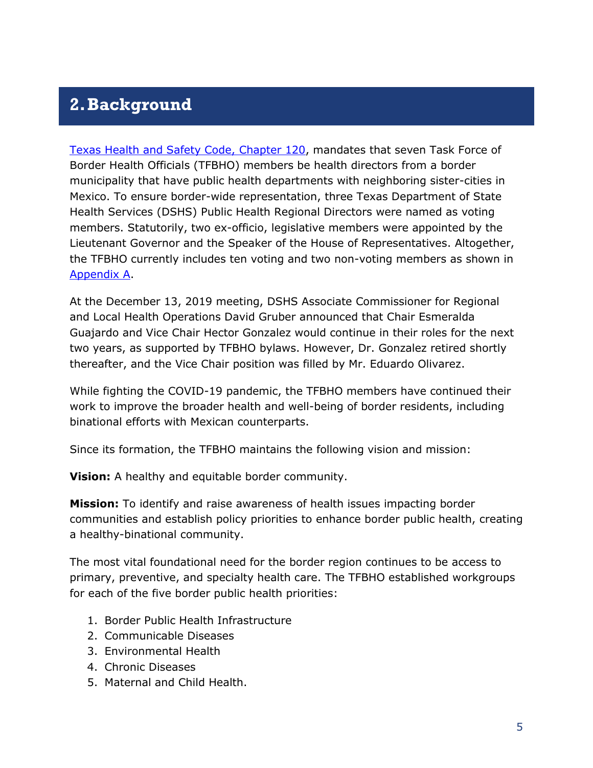# 2. Background

[Texas Health and Safety Code, Chapter 120](), mandates that seven Task Force of Border Health Officials (TFBHO) members be health directors from a border municipality that have public health departments with neighboring sister-cities in Mexico. To ensure border-wide representation, three Texas Department of State Health Services (DSHS) Public Health Regional Directors were named as voting members. Statutorily, two ex-officio, legislative members were appointed by the Lieutenant Governor and the Speaker of the House of Representatives. Altogether, the TFBHO currently includes ten voting and two non-voting members as shown in [Appendix A]().

At the December 13, 2019 meeting, DSHS Associate Commissioner for Regional and Local Health Operations David Gruber announced that Chair Esmeralda Guajardo and Vice Chair Hector Gonzalez would continue in their roles for the next two years, as supported by TFBHO bylaws. However, Dr. Gonzalez retired shortly thereafter, and the Vice Chair position was filled by Mr. Eduardo Olivarez.

While fighting the COVID-19 pandemic, the TFBHO members have continued their work to improve the broader health and well-being of border residents, including binational efforts with Mexican counterparts.

Since its formation, the TFBHO maintains the following vision and mission:

**Vision:** A healthy and equitable border community.

**Mission:** To identify and raise awareness of health issues impacting border communities and establish policy priorities to enhance border public health, creating a healthy-binational community.

The most vital foundational need for the border region continues to be access to primary, preventive, and specialty health care. The TFBHO established workgroups for each of the five border public health priorities:

1. Border Public Health Infrastructure
2. Communicable Diseases
3. Environmental Health
4. Chronic Diseases
5. Maternal and Child Health.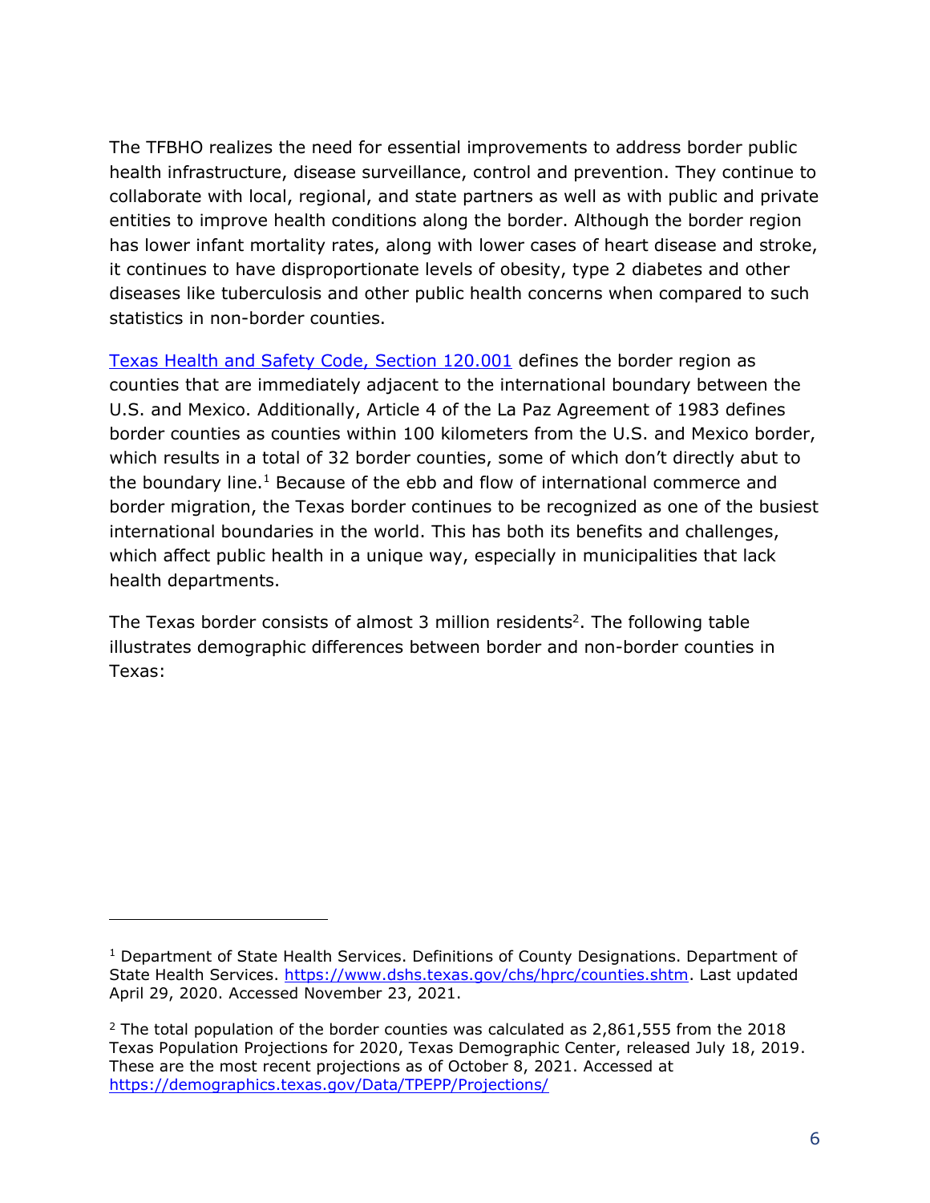The TFBHO realizes the need for essential improvements to address border public health infrastructure, disease surveillance, control and prevention. They continue to collaborate with local, regional, and state partners as well as with public and private entities to improve health conditions along the border. Although the border region has lower infant mortality rates, along with lower cases of heart disease and stroke, it continues to have disproportionate levels of obesity, type 2 diabetes and other diseases like tuberculosis and other public health concerns when compared to such statistics in non-border counties.

[Texas Health and Safety Code, Section 120.001](#) defines the border region as counties that are immediately adjacent to the international boundary between the U.S. and Mexico. Additionally, Article 4 of the La Paz Agreement of 1983 defines border counties as counties within 100 kilometers from the U.S. and Mexico border, which results in a total of 32 border counties, some of which don't directly abut to the boundary line.[1] Because of the ebb and flow of international commerce and border migration, the Texas border continues to be recognized as one of the busiest international boundaries in the world. This has both its benefits and challenges, which affect public health in a unique way, especially in municipalities that lack health departments.

The Texas border consists of almost 3 million residents[2]. The following table illustrates demographic differences between border and non-border counties in Texas:

---

[1] Department of State Health Services. Definitions of County Designations. Department of State Health Services. https://www.dshs.texas.gov/chs/hprc/counties.shtm. Last updated April 29, 2020. Accessed November 23, 2021.

[2] The total population of the border counties was calculated as 2,861,555 from the 2018 Texas Population Projections for 2020, Texas Demographic Center, released July 18, 2019. These are the most recent projections as of October 8, 2021. Accessed at https://demographics.texas.gov/Data/TPEPP/Projections/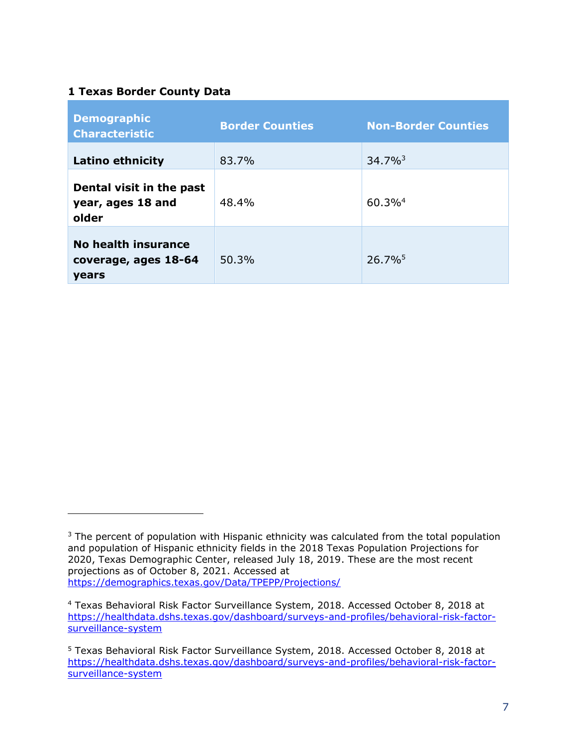**1 Texas Border County Data**

| Demographic Characteristic | Border Counties | Non-Border Counties |
|---|---|---|
| **Latino ethnicity** | 83.7% | 34.7%[3] |
| **Dental visit in the past year, ages 18 and older** | 48.4% | 60.3%[4] |
| **No health insurance coverage, ages 18-64 years** | 50.3% | 26.7%[5] |

---

[3] The percent of population with Hispanic ethnicity was calculated from the total population and population of Hispanic ethnicity fields in the 2018 Texas Population Projections for 2020, Texas Demographic Center, released July 18, 2019. These are the most recent projections as of October 8, 2021. Accessed at https://demographics.texas.gov/Data/TPEPP/Projections/

[4] Texas Behavioral Risk Factor Surveillance System, 2018. Accessed October 8, 2018 at https://healthdata.dshs.texas.gov/dashboard/surveys-and-profiles/behavioral-risk-factor-surveillance-system

[5] Texas Behavioral Risk Factor Surveillance System, 2018. Accessed October 8, 2018 at https://healthdata.dshs.texas.gov/dashboard/surveys-and-profiles/behavioral-risk-factor-surveillance-system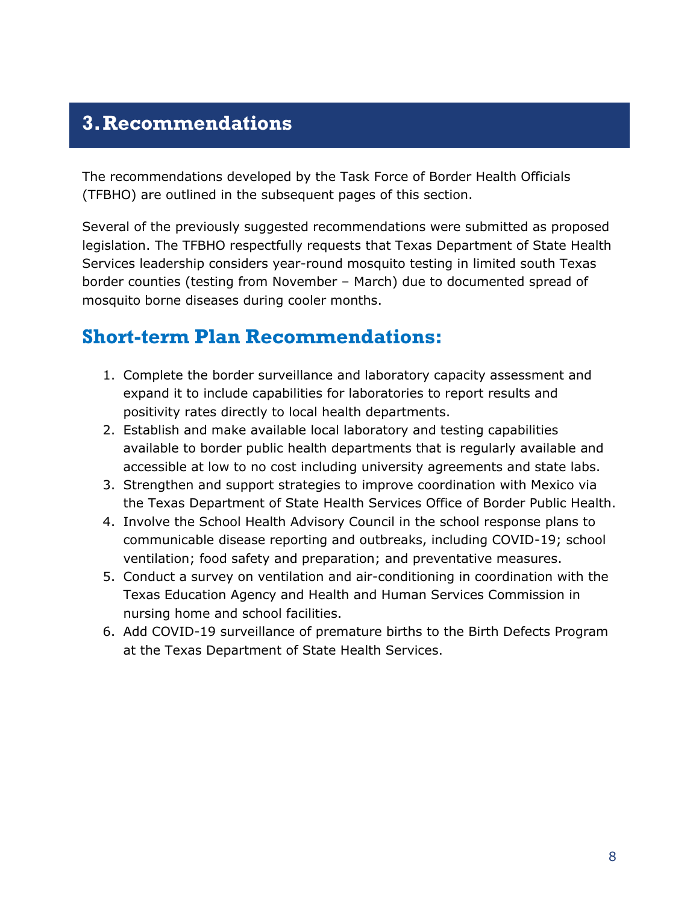# 3. Recommendations

The recommendations developed by the Task Force of Border Health Officials (TFBHO) are outlined in the subsequent pages of this section.

Several of the previously suggested recommendations were submitted as proposed legislation. The TFBHO respectfully requests that Texas Department of State Health Services leadership considers year-round mosquito testing in limited south Texas border counties (testing from November – March) due to documented spread of mosquito borne diseases during cooler months.

## Short-term Plan Recommendations:

1. Complete the border surveillance and laboratory capacity assessment and expand it to include capabilities for laboratories to report results and positivity rates directly to local health departments.
2. Establish and make available local laboratory and testing capabilities available to border public health departments that is regularly available and accessible at low to no cost including university agreements and state labs.
3. Strengthen and support strategies to improve coordination with Mexico via the Texas Department of State Health Services Office of Border Public Health.
4. Involve the School Health Advisory Council in the school response plans to communicable disease reporting and outbreaks, including COVID-19; school ventilation; food safety and preparation; and preventative measures.
5. Conduct a survey on ventilation and air-conditioning in coordination with the Texas Education Agency and Health and Human Services Commission in nursing home and school facilities.
6. Add COVID-19 surveillance of premature births to the Birth Defects Program at the Texas Department of State Health Services.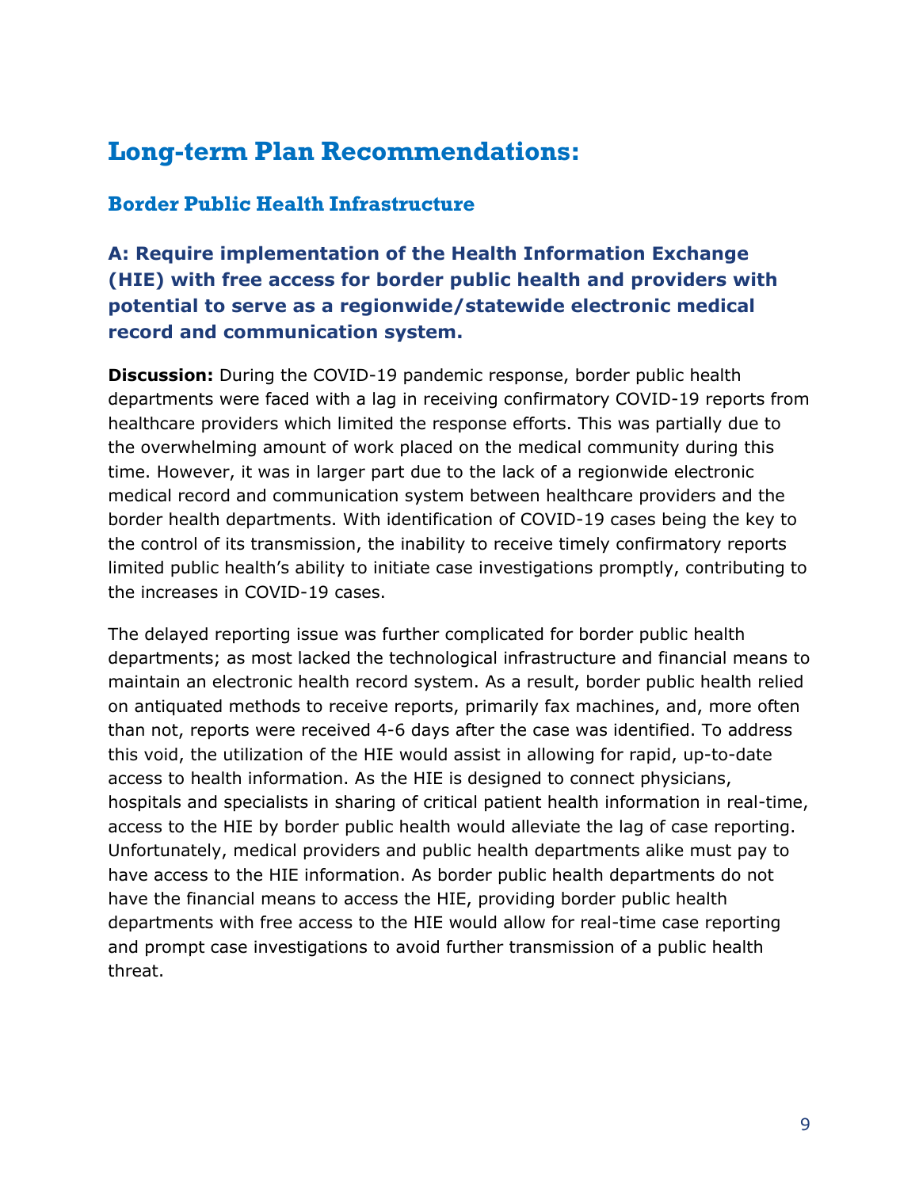## Long-term Plan Recommendations:

### Border Public Health Infrastructure

#### A: Require implementation of the Health Information Exchange (HIE) with free access for border public health and providers with potential to serve as a regionwide/statewide electronic medical record and communication system.

**Discussion:** During the COVID-19 pandemic response, border public health departments were faced with a lag in receiving confirmatory COVID-19 reports from healthcare providers which limited the response efforts. This was partially due to the overwhelming amount of work placed on the medical community during this time. However, it was in larger part due to the lack of a regionwide electronic medical record and communication system between healthcare providers and the border health departments. With identification of COVID-19 cases being the key to the control of its transmission, the inability to receive timely confirmatory reports limited public health's ability to initiate case investigations promptly, contributing to the increases in COVID-19 cases.

The delayed reporting issue was further complicated for border public health departments; as most lacked the technological infrastructure and financial means to maintain an electronic health record system. As a result, border public health relied on antiquated methods to receive reports, primarily fax machines, and, more often than not, reports were received 4-6 days after the case was identified. To address this void, the utilization of the HIE would assist in allowing for rapid, up-to-date access to health information. As the HIE is designed to connect physicians, hospitals and specialists in sharing of critical patient health information in real-time, access to the HIE by border public health would alleviate the lag of case reporting. Unfortunately, medical providers and public health departments alike must pay to have access to the HIE information. As border public health departments do not have the financial means to access the HIE, providing border public health departments with free access to the HIE would allow for real-time case reporting and prompt case investigations to avoid further transmission of a public health threat.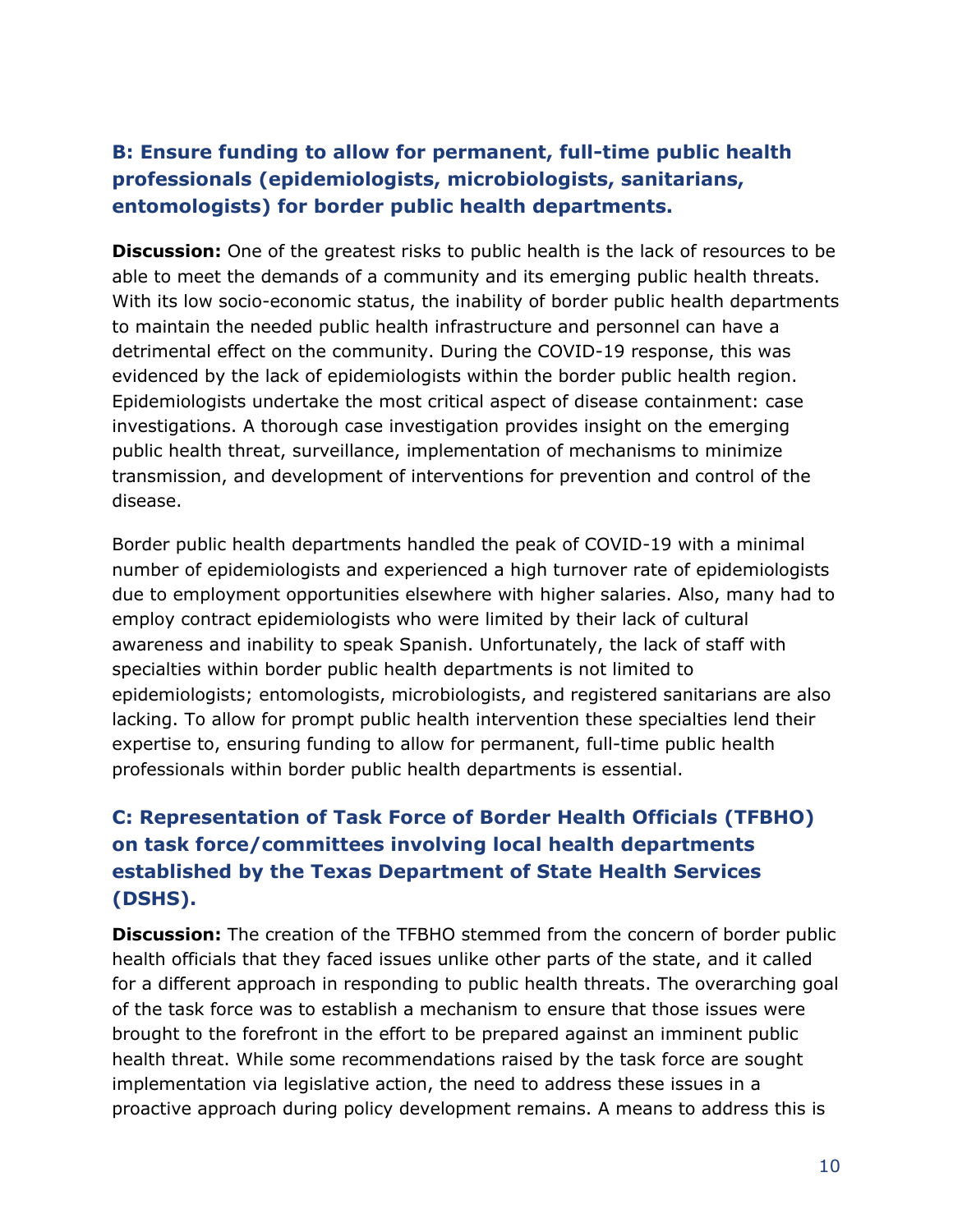### B: Ensure funding to allow for permanent, full-time public health professionals (epidemiologists, microbiologists, sanitarians, entomologists) for border public health departments.

**Discussion:** One of the greatest risks to public health is the lack of resources to be able to meet the demands of a community and its emerging public health threats. With its low socio-economic status, the inability of border public health departments to maintain the needed public health infrastructure and personnel can have a detrimental effect on the community. During the COVID-19 response, this was evidenced by the lack of epidemiologists within the border public health region. Epidemiologists undertake the most critical aspect of disease containment: case investigations. A thorough case investigation provides insight on the emerging public health threat, surveillance, implementation of mechanisms to minimize transmission, and development of interventions for prevention and control of the disease.

Border public health departments handled the peak of COVID-19 with a minimal number of epidemiologists and experienced a high turnover rate of epidemiologists due to employment opportunities elsewhere with higher salaries. Also, many had to employ contract epidemiologists who were limited by their lack of cultural awareness and inability to speak Spanish. Unfortunately, the lack of staff with specialties within border public health departments is not limited to epidemiologists; entomologists, microbiologists, and registered sanitarians are also lacking. To allow for prompt public health intervention these specialties lend their expertise to, ensuring funding to allow for permanent, full-time public health professionals within border public health departments is essential.

### C: Representation of Task Force of Border Health Officials (TFBHO) on task force/committees involving local health departments established by the Texas Department of State Health Services (DSHS).

**Discussion:** The creation of the TFBHO stemmed from the concern of border public health officials that they faced issues unlike other parts of the state, and it called for a different approach in responding to public health threats. The overarching goal of the task force was to establish a mechanism to ensure that those issues were brought to the forefront in the effort to be prepared against an imminent public health threat. While some recommendations raised by the task force are sought implementation via legislative action, the need to address these issues in a proactive approach during policy development remains. A means to address this is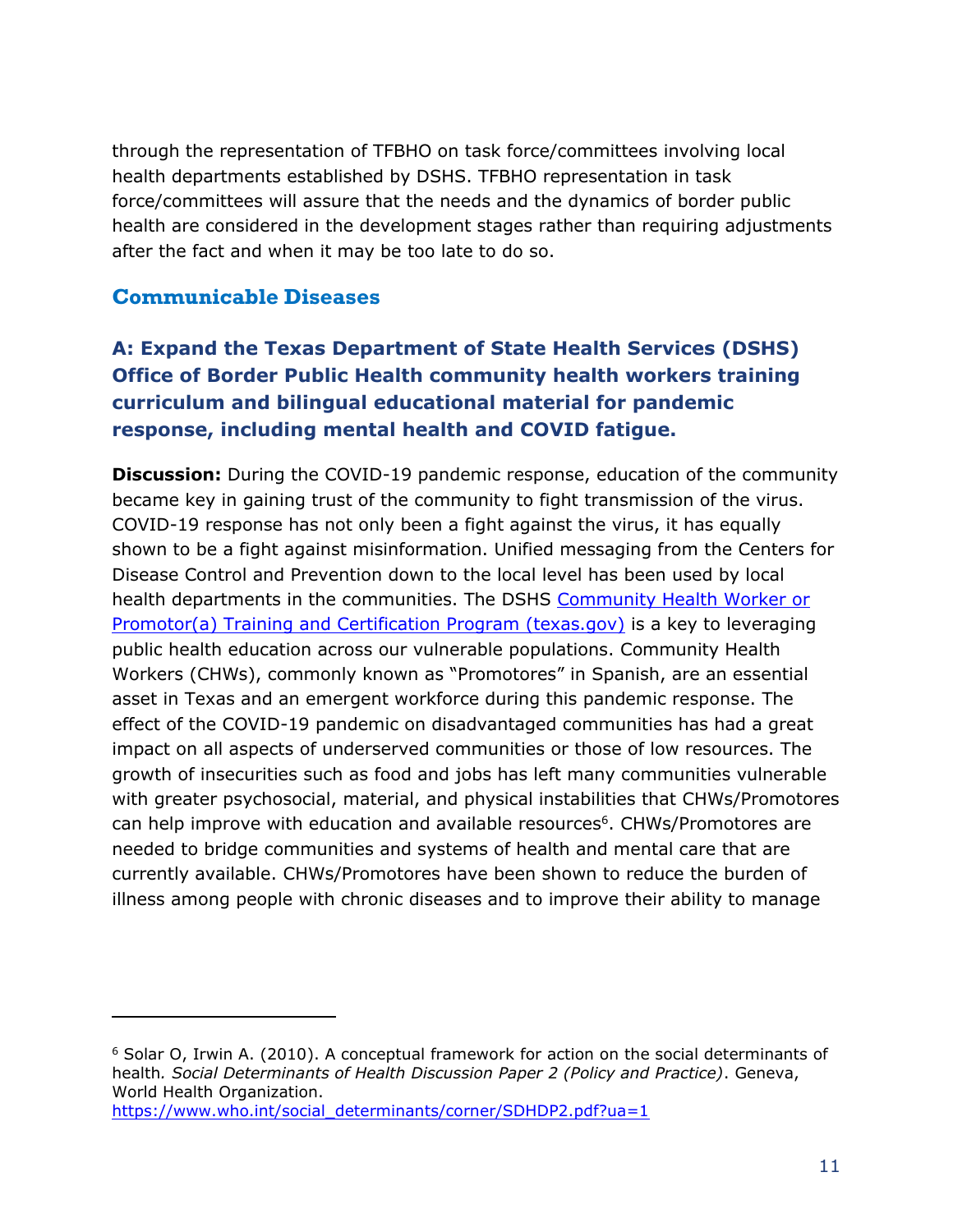through the representation of TFBHO on task force/committees involving local health departments established by DSHS. TFBHO representation in task force/committees will assure that the needs and the dynamics of border public health are considered in the development stages rather than requiring adjustments after the fact and when it may be too late to do so.

## Communicable Diseases

### A: Expand the Texas Department of State Health Services (DSHS) Office of Border Public Health community health workers training curriculum and bilingual educational material for pandemic response, including mental health and COVID fatigue.

**Discussion:** During the COVID-19 pandemic response, education of the community became key in gaining trust of the community to fight transmission of the virus. COVID-19 response has not only been a fight against the virus, it has equally shown to be a fight against misinformation. Unified messaging from the Centers for Disease Control and Prevention down to the local level has been used by local health departments in the communities. The DSHS [Community Health Worker or Promotor(a) Training and Certification Program (texas.gov)](https://www.dshs.texas.gov) is a key to leveraging public health education across our vulnerable populations. Community Health Workers (CHWs), commonly known as "Promotores" in Spanish, are an essential asset in Texas and an emergent workforce during this pandemic response. The effect of the COVID-19 pandemic on disadvantaged communities has had a great impact on all aspects of underserved communities or those of low resources. The growth of insecurities such as food and jobs has left many communities vulnerable with greater psychosocial, material, and physical instabilities that CHWs/Promotores can help improve with education and available resources[6]. CHWs/Promotores are needed to bridge communities and systems of health and mental care that are currently available. CHWs/Promotores have been shown to reduce the burden of illness among people with chronic diseases and to improve their ability to manage

---

[6] Solar O, Irwin A. (2010). A conceptual framework for action on the social determinants of health. *Social Determinants of Health Discussion Paper 2 (Policy and Practice)*. Geneva, World Health Organization. https://www.who.int/social_determinants/corner/SDHDP2.pdf?ua=1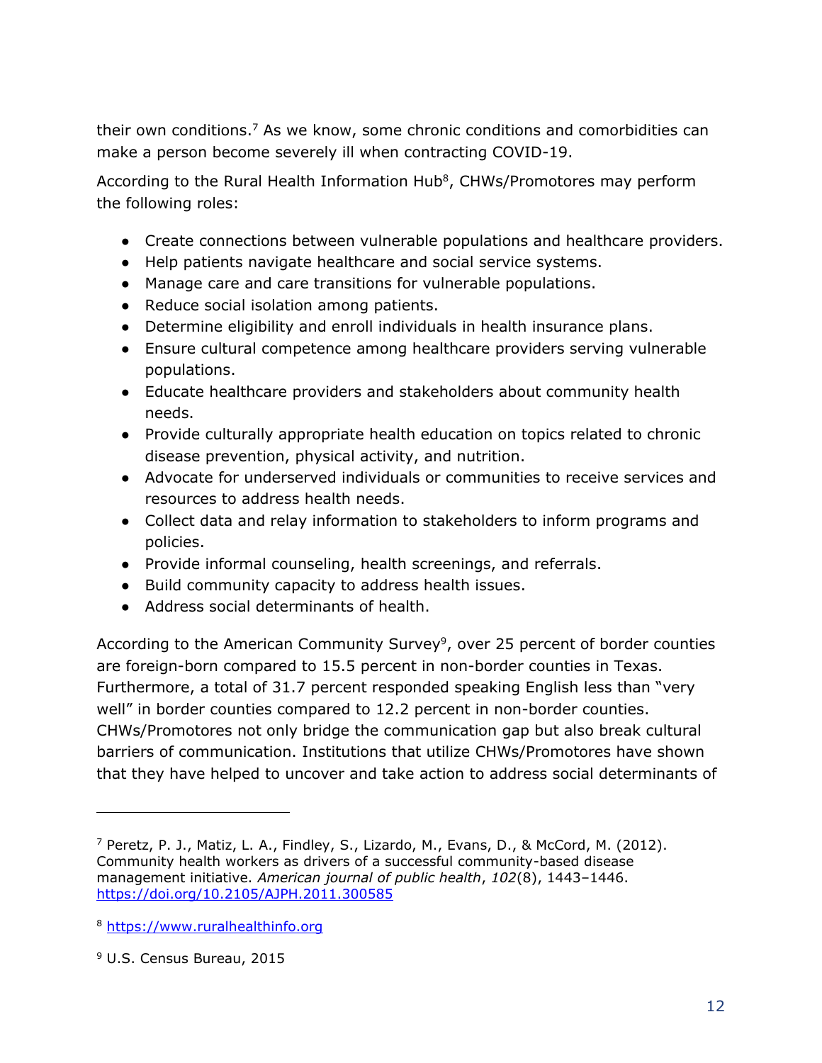their own conditions.[7] As we know, some chronic conditions and comorbidities can make a person become severely ill when contracting COVID-19.

According to the Rural Health Information Hub[8], CHWs/Promotores may perform the following roles:

- Create connections between vulnerable populations and healthcare providers.
- Help patients navigate healthcare and social service systems.
- Manage care and care transitions for vulnerable populations.
- Reduce social isolation among patients.
- Determine eligibility and enroll individuals in health insurance plans.
- Ensure cultural competence among healthcare providers serving vulnerable populations.
- Educate healthcare providers and stakeholders about community health needs.
- Provide culturally appropriate health education on topics related to chronic disease prevention, physical activity, and nutrition.
- Advocate for underserved individuals or communities to receive services and resources to address health needs.
- Collect data and relay information to stakeholders to inform programs and policies.
- Provide informal counseling, health screenings, and referrals.
- Build community capacity to address health issues.
- Address social determinants of health.

According to the American Community Survey[9], over 25 percent of border counties are foreign-born compared to 15.5 percent in non-border counties in Texas. Furthermore, a total of 31.7 percent responded speaking English less than "very well" in border counties compared to 12.2 percent in non-border counties. CHWs/Promotores not only bridge the communication gap but also break cultural barriers of communication. Institutions that utilize CHWs/Promotores have shown that they have helped to uncover and take action to address social determinants of

---

[7] Peretz, P. J., Matiz, L. A., Findley, S., Lizardo, M., Evans, D., & McCord, M. (2012). Community health workers as drivers of a successful community-based disease management initiative. *American journal of public health*, *102*(8), 1443–1446. https://doi.org/10.2105/AJPH.2011.300585

[8] https://www.ruralhealthinfo.org

[9] U.S. Census Bureau, 2015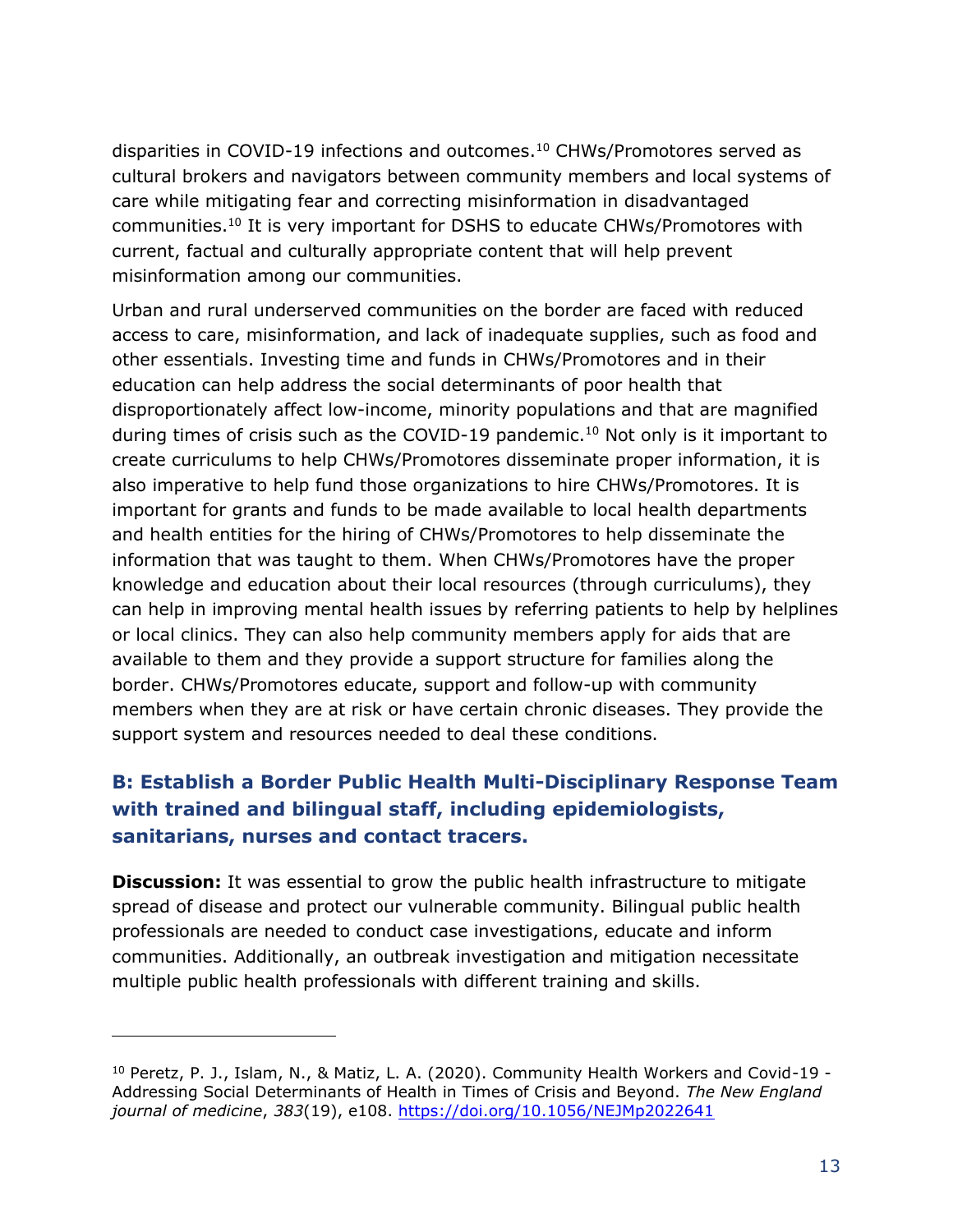disparities in COVID-19 infections and outcomes.[10] CHWs/Promotores served as cultural brokers and navigators between community members and local systems of care while mitigating fear and correcting misinformation in disadvantaged communities.[10] It is very important for DSHS to educate CHWs/Promotores with current, factual and culturally appropriate content that will help prevent misinformation among our communities.

Urban and rural underserved communities on the border are faced with reduced access to care, misinformation, and lack of inadequate supplies, such as food and other essentials. Investing time and funds in CHWs/Promotores and in their education can help address the social determinants of poor health that disproportionately affect low-income, minority populations and that are magnified during times of crisis such as the COVID-19 pandemic.[10] Not only is it important to create curriculums to help CHWs/Promotores disseminate proper information, it is also imperative to help fund those organizations to hire CHWs/Promotores. It is important for grants and funds to be made available to local health departments and health entities for the hiring of CHWs/Promotores to help disseminate the information that was taught to them. When CHWs/Promotores have the proper knowledge and education about their local resources (through curriculums), they can help in improving mental health issues by referring patients to help by helplines or local clinics. They can also help community members apply for aids that are available to them and they provide a support structure for families along the border. CHWs/Promotores educate, support and follow-up with community members when they are at risk or have certain chronic diseases. They provide the support system and resources needed to deal these conditions.

### B: Establish a Border Public Health Multi-Disciplinary Response Team with trained and bilingual staff, including epidemiologists, sanitarians, nurses and contact tracers.

**Discussion:** It was essential to grow the public health infrastructure to mitigate spread of disease and protect our vulnerable community. Bilingual public health professionals are needed to conduct case investigations, educate and inform communities. Additionally, an outbreak investigation and mitigation necessitate multiple public health professionals with different training and skills.

---

[10] Peretz, P. J., Islam, N., & Matiz, L. A. (2020). Community Health Workers and Covid-19 - Addressing Social Determinants of Health in Times of Crisis and Beyond. *The New England journal of medicine*, *383*(19), e108. https://doi.org/10.1056/NEJMp2022641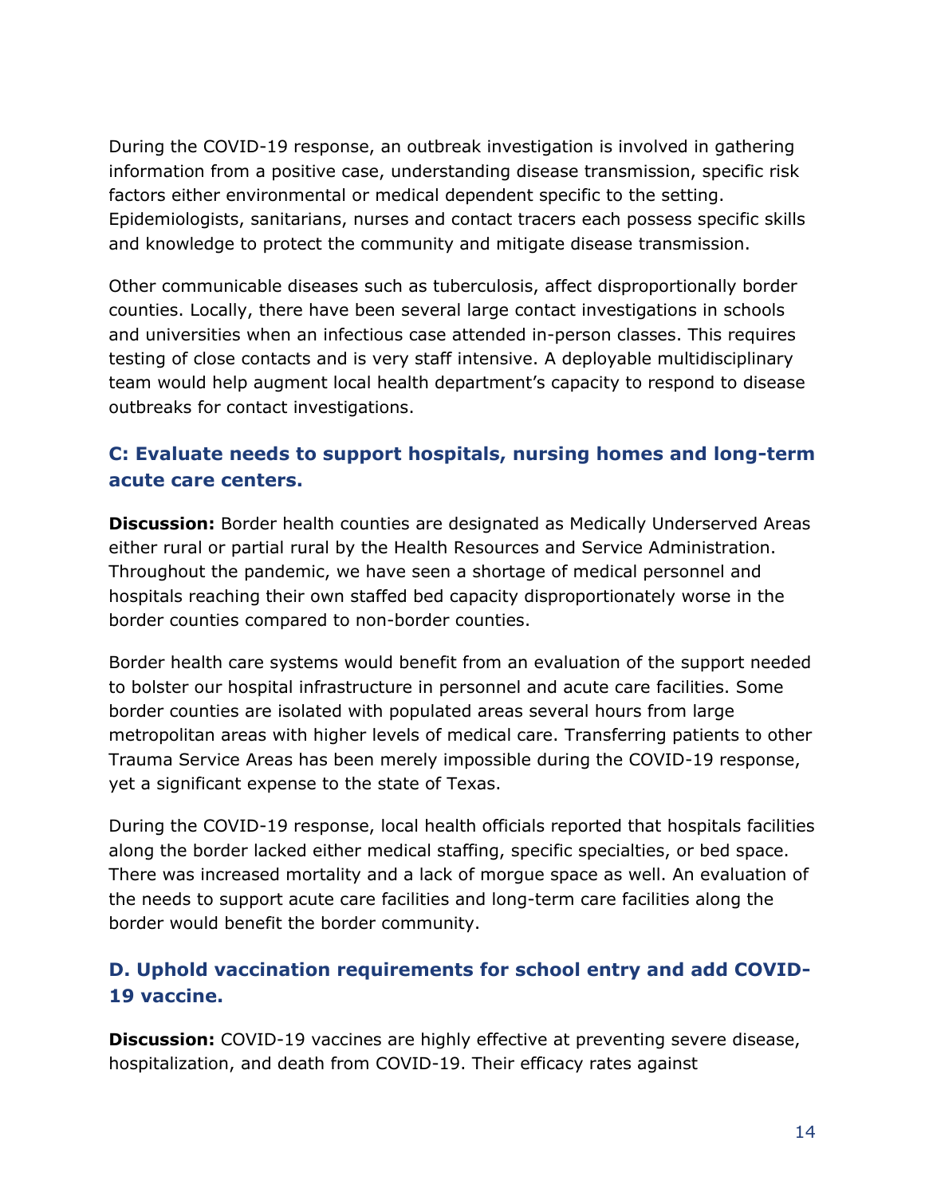During the COVID-19 response, an outbreak investigation is involved in gathering information from a positive case, understanding disease transmission, specific risk factors either environmental or medical dependent specific to the setting. Epidemiologists, sanitarians, nurses and contact tracers each possess specific skills and knowledge to protect the community and mitigate disease transmission.

Other communicable diseases such as tuberculosis, affect disproportionally border counties. Locally, there have been several large contact investigations in schools and universities when an infectious case attended in-person classes. This requires testing of close contacts and is very staff intensive. A deployable multidisciplinary team would help augment local health department's capacity to respond to disease outbreaks for contact investigations.

### C: Evaluate needs to support hospitals, nursing homes and long-term acute care centers.

**Discussion:** Border health counties are designated as Medically Underserved Areas either rural or partial rural by the Health Resources and Service Administration. Throughout the pandemic, we have seen a shortage of medical personnel and hospitals reaching their own staffed bed capacity disproportionately worse in the border counties compared to non-border counties.

Border health care systems would benefit from an evaluation of the support needed to bolster our hospital infrastructure in personnel and acute care facilities. Some border counties are isolated with populated areas several hours from large metropolitan areas with higher levels of medical care. Transferring patients to other Trauma Service Areas has been merely impossible during the COVID-19 response, yet a significant expense to the state of Texas.

During the COVID-19 response, local health officials reported that hospitals facilities along the border lacked either medical staffing, specific specialties, or bed space. There was increased mortality and a lack of morgue space as well. An evaluation of the needs to support acute care facilities and long-term care facilities along the border would benefit the border community.

### D. Uphold vaccination requirements for school entry and add COVID-19 vaccine.

**Discussion:** COVID-19 vaccines are highly effective at preventing severe disease, hospitalization, and death from COVID-19. Their efficacy rates against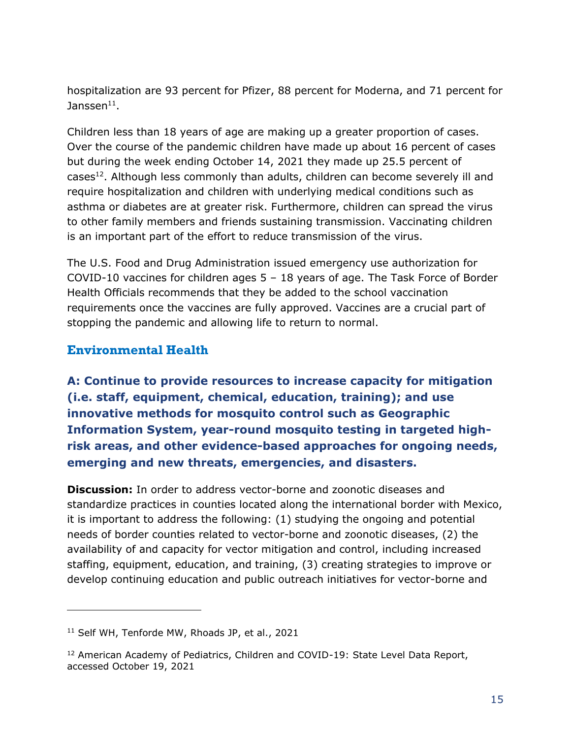hospitalization are 93 percent for Pfizer, 88 percent for Moderna, and 71 percent for Janssen[11].

Children less than 18 years of age are making up a greater proportion of cases. Over the course of the pandemic children have made up about 16 percent of cases but during the week ending October 14, 2021 they made up 25.5 percent of cases[12]. Although less commonly than adults, children can become severely ill and require hospitalization and children with underlying medical conditions such as asthma or diabetes are at greater risk. Furthermore, children can spread the virus to other family members and friends sustaining transmission. Vaccinating children is an important part of the effort to reduce transmission of the virus.

The U.S. Food and Drug Administration issued emergency use authorization for COVID-10 vaccines for children ages 5 – 18 years of age. The Task Force of Border Health Officials recommends that they be added to the school vaccination requirements once the vaccines are fully approved. Vaccines are a crucial part of stopping the pandemic and allowing life to return to normal.

## Environmental Health

### A: Continue to provide resources to increase capacity for mitigation (i.e. staff, equipment, chemical, education, training); and use innovative methods for mosquito control such as Geographic Information System, year-round mosquito testing in targeted high-risk areas, and other evidence-based approaches for ongoing needs, emerging and new threats, emergencies, and disasters.

**Discussion:** In order to address vector-borne and zoonotic diseases and standardize practices in counties located along the international border with Mexico, it is important to address the following: (1) studying the ongoing and potential needs of border counties related to vector-borne and zoonotic diseases, (2) the availability of and capacity for vector mitigation and control, including increased staffing, equipment, education, and training, (3) creating strategies to improve or develop continuing education and public outreach initiatives for vector-borne and

---

[11] Self WH, Tenforde MW, Rhoads JP, et al., 2021

[12] American Academy of Pediatrics, Children and COVID-19: State Level Data Report, accessed October 19, 2021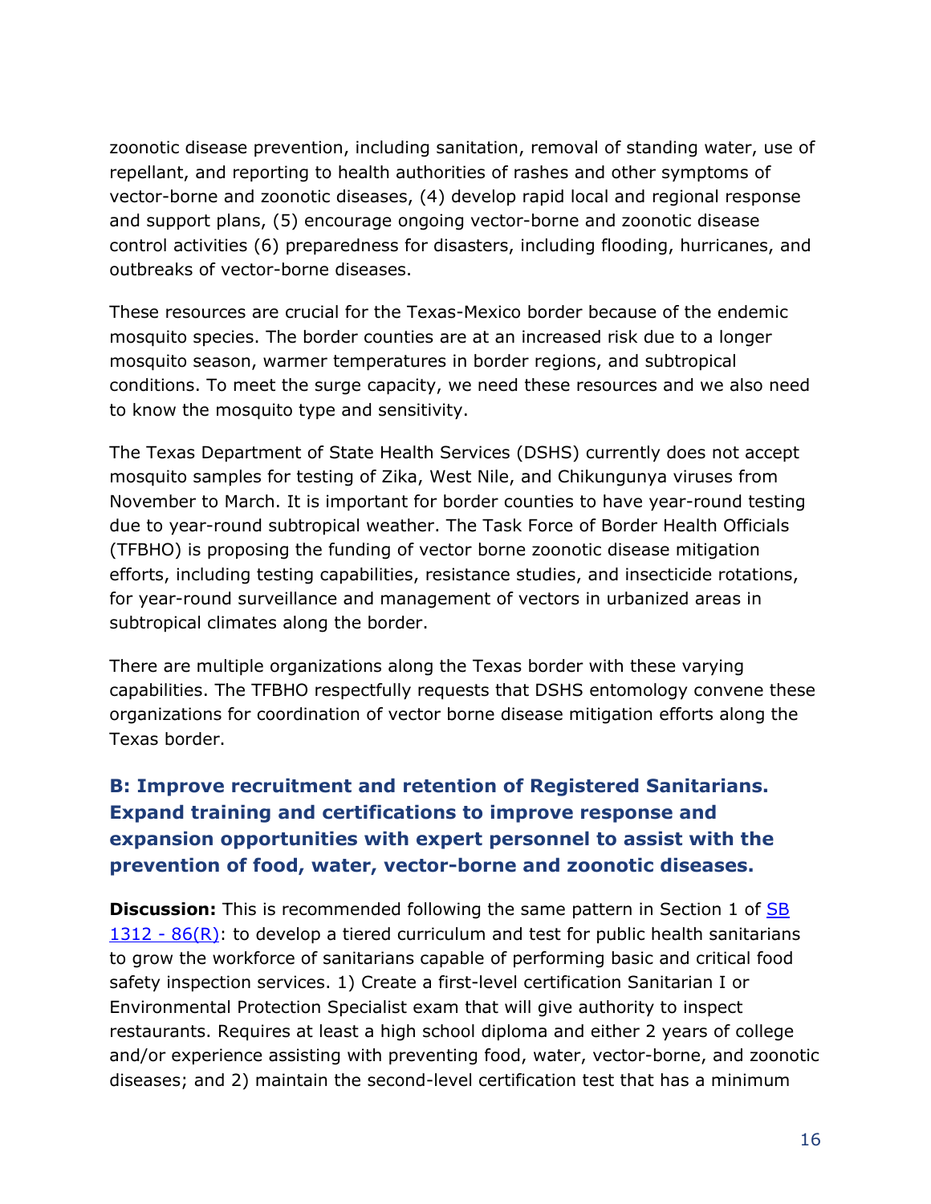zoonotic disease prevention, including sanitation, removal of standing water, use of repellant, and reporting to health authorities of rashes and other symptoms of vector-borne and zoonotic diseases, (4) develop rapid local and regional response and support plans, (5) encourage ongoing vector-borne and zoonotic disease control activities (6) preparedness for disasters, including flooding, hurricanes, and outbreaks of vector-borne diseases.

These resources are crucial for the Texas-Mexico border because of the endemic mosquito species. The border counties are at an increased risk due to a longer mosquito season, warmer temperatures in border regions, and subtropical conditions. To meet the surge capacity, we need these resources and we also need to know the mosquito type and sensitivity.

The Texas Department of State Health Services (DSHS) currently does not accept mosquito samples for testing of Zika, West Nile, and Chikungunya viruses from November to March. It is important for border counties to have year-round testing due to year-round subtropical weather. The Task Force of Border Health Officials (TFBHO) is proposing the funding of vector borne zoonotic disease mitigation efforts, including testing capabilities, resistance studies, and insecticide rotations, for year-round surveillance and management of vectors in urbanized areas in subtropical climates along the border.

There are multiple organizations along the Texas border with these varying capabilities. The TFBHO respectfully requests that DSHS entomology convene these organizations for coordination of vector borne disease mitigation efforts along the Texas border.

### B: Improve recruitment and retention of Registered Sanitarians. Expand training and certifications to improve response and expansion opportunities with expert personnel to assist with the prevention of food, water, vector-borne and zoonotic diseases.

**Discussion:** This is recommended following the same pattern in Section 1 of SB 1312 - 86(R): to develop a tiered curriculum and test for public health sanitarians to grow the workforce of sanitarians capable of performing basic and critical food safety inspection services. 1) Create a first-level certification Sanitarian I or Environmental Protection Specialist exam that will give authority to inspect restaurants. Requires at least a high school diploma and either 2 years of college and/or experience assisting with preventing food, water, vector-borne, and zoonotic diseases; and 2) maintain the second-level certification test that has a minimum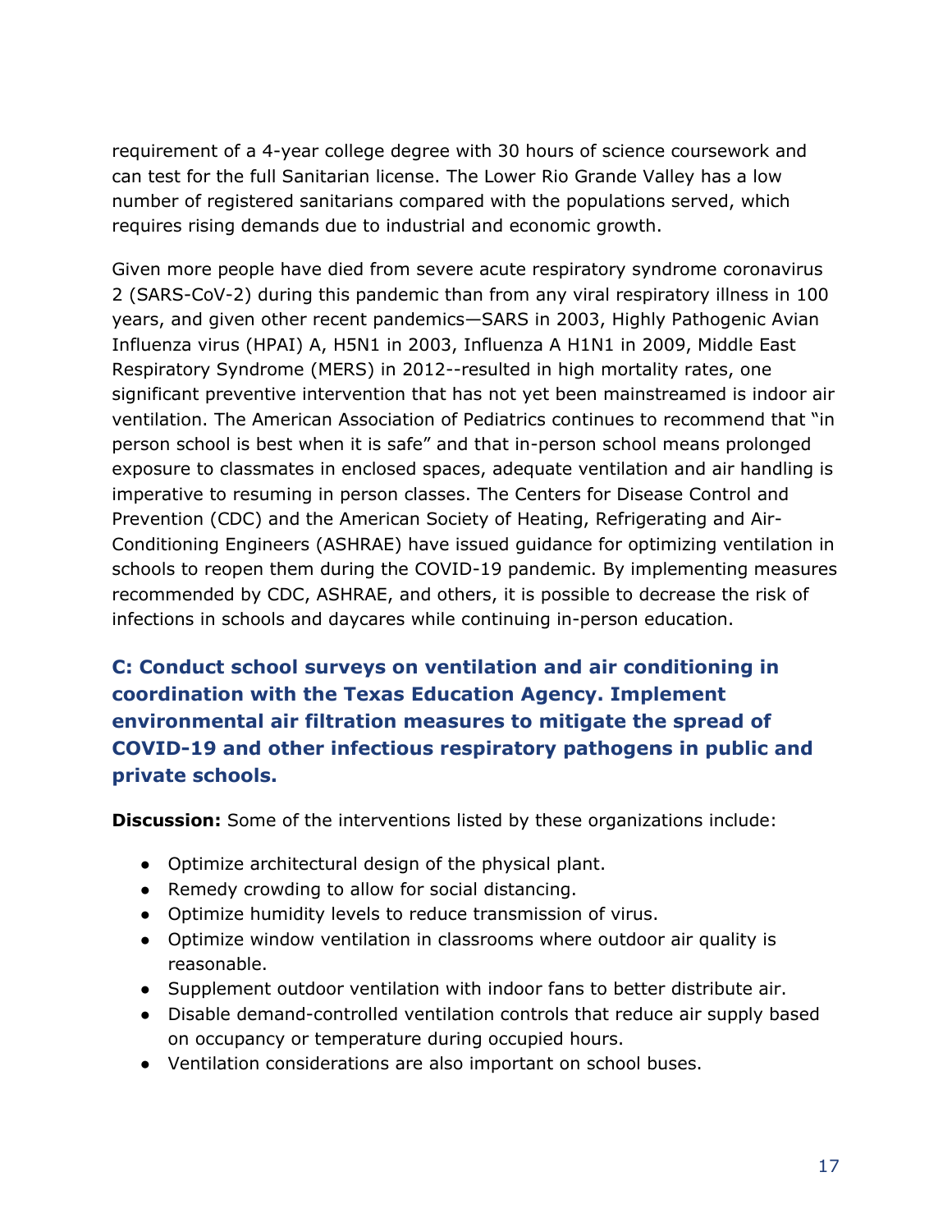requirement of a 4-year college degree with 30 hours of science coursework and can test for the full Sanitarian license. The Lower Rio Grande Valley has a low number of registered sanitarians compared with the populations served, which requires rising demands due to industrial and economic growth.

Given more people have died from severe acute respiratory syndrome coronavirus 2 (SARS-CoV-2) during this pandemic than from any viral respiratory illness in 100 years, and given other recent pandemics—SARS in 2003, Highly Pathogenic Avian Influenza virus (HPAI) A, H5N1 in 2003, Influenza A H1N1 in 2009, Middle East Respiratory Syndrome (MERS) in 2012--resulted in high mortality rates, one significant preventive intervention that has not yet been mainstreamed is indoor air ventilation. The American Association of Pediatrics continues to recommend that "in person school is best when it is safe" and that in-person school means prolonged exposure to classmates in enclosed spaces, adequate ventilation and air handling is imperative to resuming in person classes. The Centers for Disease Control and Prevention (CDC) and the American Society of Heating, Refrigerating and Air-Conditioning Engineers (ASHRAE) have issued guidance for optimizing ventilation in schools to reopen them during the COVID-19 pandemic. By implementing measures recommended by CDC, ASHRAE, and others, it is possible to decrease the risk of infections in schools and daycares while continuing in-person education.

### C: Conduct school surveys on ventilation and air conditioning in coordination with the Texas Education Agency. Implement environmental air filtration measures to mitigate the spread of COVID-19 and other infectious respiratory pathogens in public and private schools.

**Discussion:** Some of the interventions listed by these organizations include:

- Optimize architectural design of the physical plant.
- Remedy crowding to allow for social distancing.
- Optimize humidity levels to reduce transmission of virus.
- Optimize window ventilation in classrooms where outdoor air quality is reasonable.
- Supplement outdoor ventilation with indoor fans to better distribute air.
- Disable demand-controlled ventilation controls that reduce air supply based on occupancy or temperature during occupied hours.
- Ventilation considerations are also important on school buses.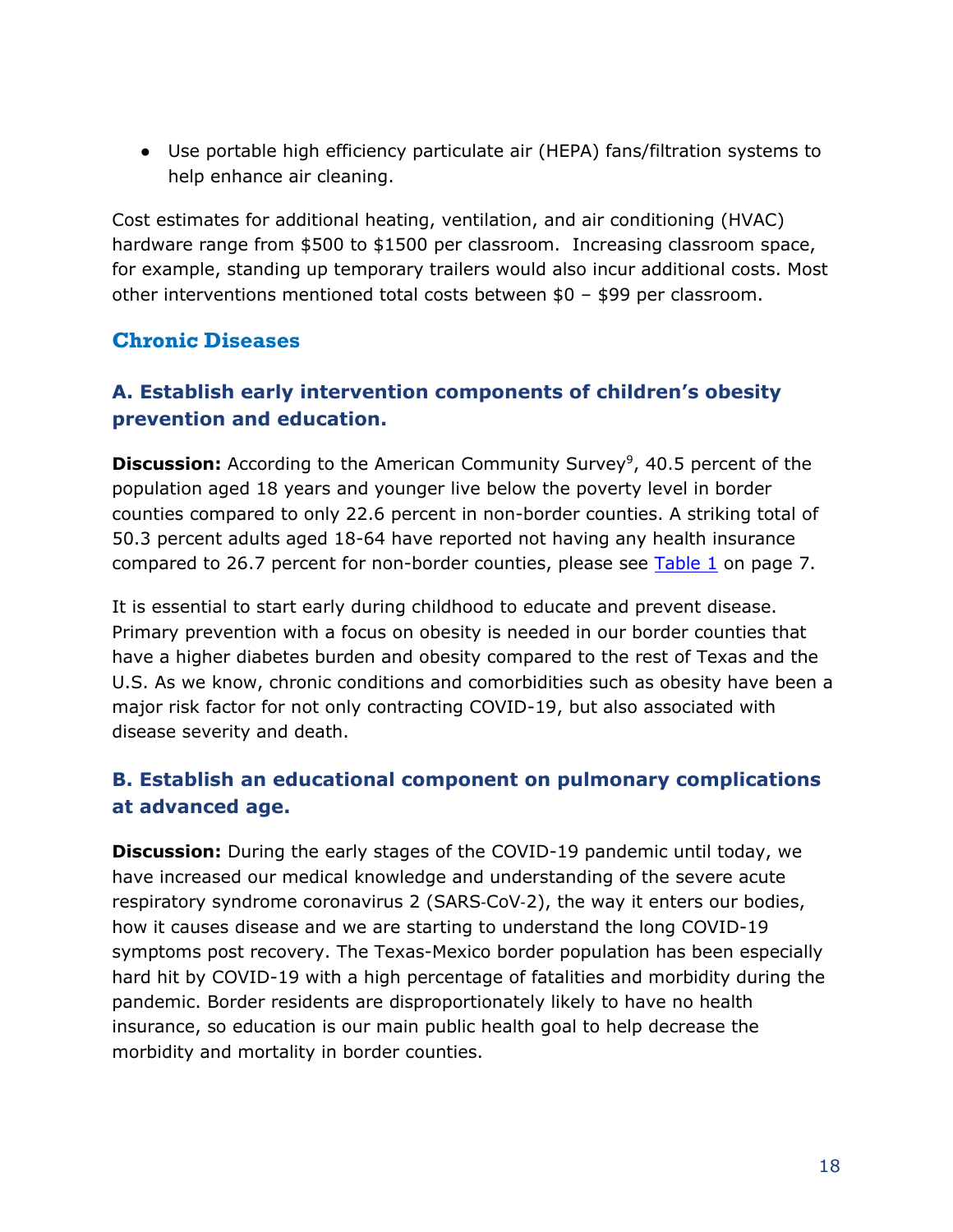- Use portable high efficiency particulate air (HEPA) fans/filtration systems to help enhance air cleaning.

Cost estimates for additional heating, ventilation, and air conditioning (HVAC) hardware range from $500 to $1500 per classroom. Increasing classroom space, for example, standing up temporary trailers would also incur additional costs. Most other interventions mentioned total costs between $0 – $99 per classroom.

## Chronic Diseases

### A. Establish early intervention components of children's obesity prevention and education.

**Discussion:** According to the American Community Survey[9], 40.5 percent of the population aged 18 years and younger live below the poverty level in border counties compared to only 22.6 percent in non-border counties. A striking total of 50.3 percent adults aged 18-64 have reported not having any health insurance compared to 26.7 percent for non-border counties, please see Table 1 on page 7.

It is essential to start early during childhood to educate and prevent disease. Primary prevention with a focus on obesity is needed in our border counties that have a higher diabetes burden and obesity compared to the rest of Texas and the U.S. As we know, chronic conditions and comorbidities such as obesity have been a major risk factor for not only contracting COVID-19, but also associated with disease severity and death.

### B. Establish an educational component on pulmonary complications at advanced age.

**Discussion:** During the early stages of the COVID-19 pandemic until today, we have increased our medical knowledge and understanding of the severe acute respiratory syndrome coronavirus 2 (SARS-CoV-2), the way it enters our bodies, how it causes disease and we are starting to understand the long COVID-19 symptoms post recovery. The Texas-Mexico border population has been especially hard hit by COVID-19 with a high percentage of fatalities and morbidity during the pandemic. Border residents are disproportionately likely to have no health insurance, so education is our main public health goal to help decrease the morbidity and mortality in border counties.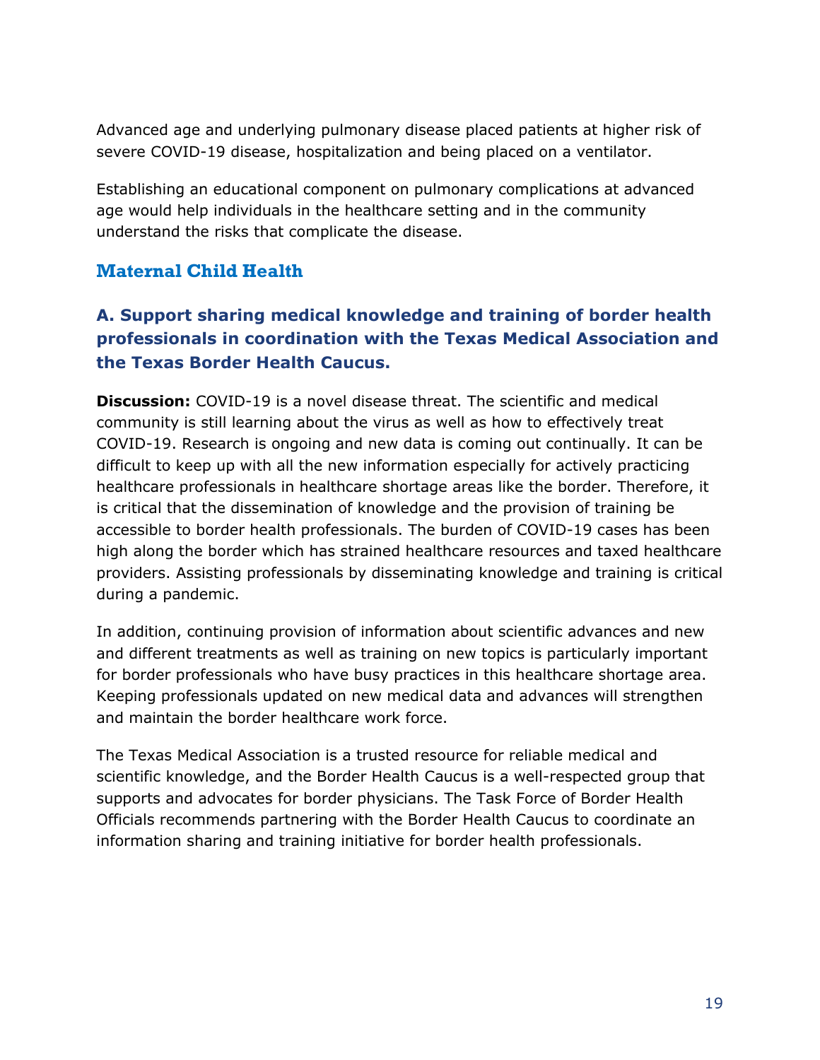Advanced age and underlying pulmonary disease placed patients at higher risk of severe COVID-19 disease, hospitalization and being placed on a ventilator.

Establishing an educational component on pulmonary complications at advanced age would help individuals in the healthcare setting and in the community understand the risks that complicate the disease.

## Maternal Child Health

### A. Support sharing medical knowledge and training of border health professionals in coordination with the Texas Medical Association and the Texas Border Health Caucus.

**Discussion:** COVID-19 is a novel disease threat. The scientific and medical community is still learning about the virus as well as how to effectively treat COVID-19. Research is ongoing and new data is coming out continually. It can be difficult to keep up with all the new information especially for actively practicing healthcare professionals in healthcare shortage areas like the border. Therefore, it is critical that the dissemination of knowledge and the provision of training be accessible to border health professionals. The burden of COVID-19 cases has been high along the border which has strained healthcare resources and taxed healthcare providers. Assisting professionals by disseminating knowledge and training is critical during a pandemic.

In addition, continuing provision of information about scientific advances and new and different treatments as well as training on new topics is particularly important for border professionals who have busy practices in this healthcare shortage area. Keeping professionals updated on new medical data and advances will strengthen and maintain the border healthcare work force.

The Texas Medical Association is a trusted resource for reliable medical and scientific knowledge, and the Border Health Caucus is a well-respected group that supports and advocates for border physicians. The Task Force of Border Health Officials recommends partnering with the Border Health Caucus to coordinate an information sharing and training initiative for border health professionals.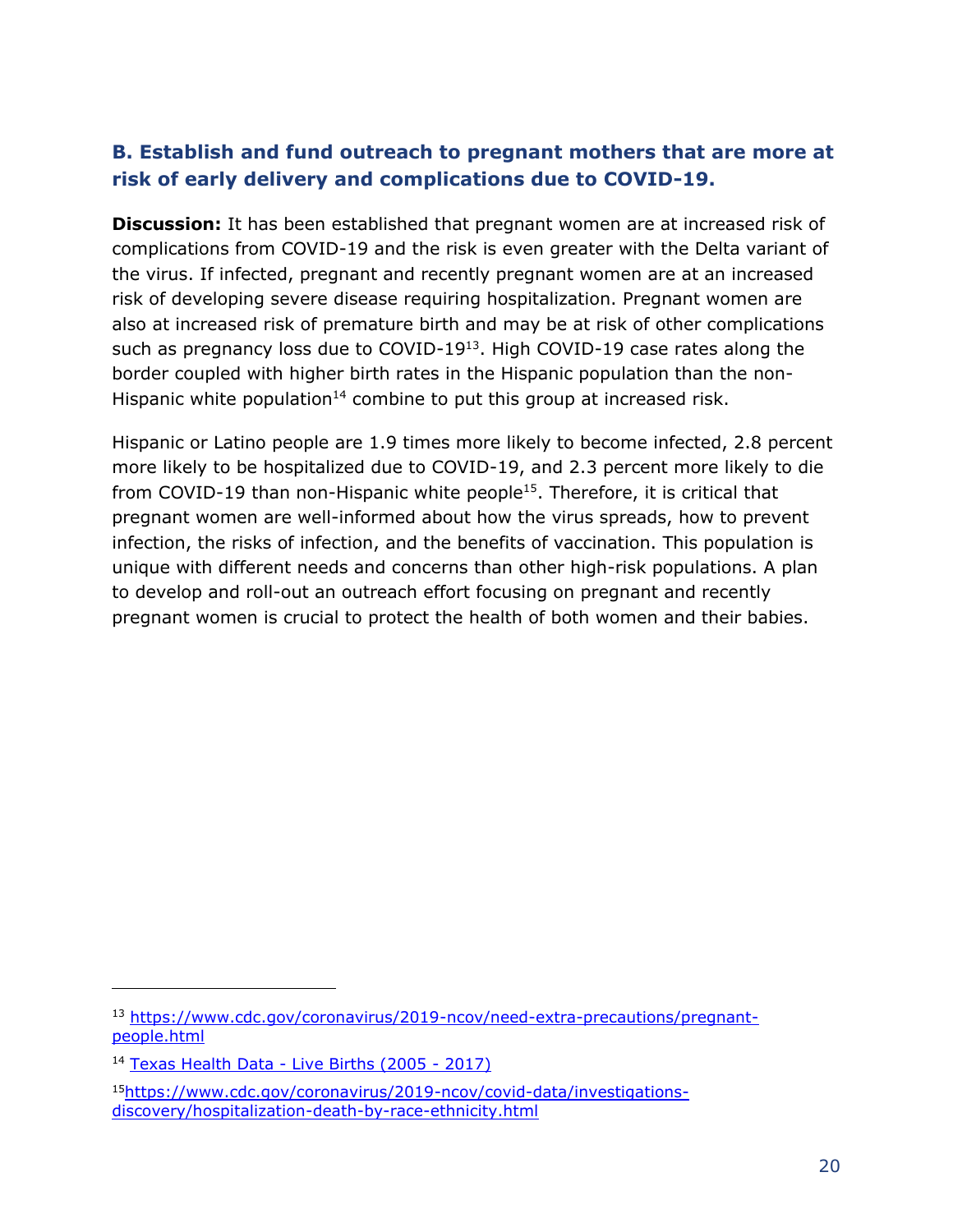### B. Establish and fund outreach to pregnant mothers that are more at risk of early delivery and complications due to COVID-19.

**Discussion:** It has been established that pregnant women are at increased risk of complications from COVID-19 and the risk is even greater with the Delta variant of the virus. If infected, pregnant and recently pregnant women are at an increased risk of developing severe disease requiring hospitalization. Pregnant women are also at increased risk of premature birth and may be at risk of other complications such as pregnancy loss due to COVID-19[13]. High COVID-19 case rates along the border coupled with higher birth rates in the Hispanic population than the non-Hispanic white population[14] combine to put this group at increased risk.

Hispanic or Latino people are 1.9 times more likely to become infected, 2.8 percent more likely to be hospitalized due to COVID-19, and 2.3 percent more likely to die from COVID-19 than non-Hispanic white people[15]. Therefore, it is critical that pregnant women are well-informed about how the virus spreads, how to prevent infection, the risks of infection, and the benefits of vaccination. This population is unique with different needs and concerns than other high-risk populations. A plan to develop and roll-out an outreach effort focusing on pregnant and recently pregnant women is crucial to protect the health of both women and their babies.

---

[13] https://www.cdc.gov/coronavirus/2019-ncov/need-extra-precautions/pregnant-people.html

[14] Texas Health Data - Live Births (2005 - 2017)

[15] https://www.cdc.gov/coronavirus/2019-ncov/covid-data/investigations-discovery/hospitalization-death-by-race-ethnicity.html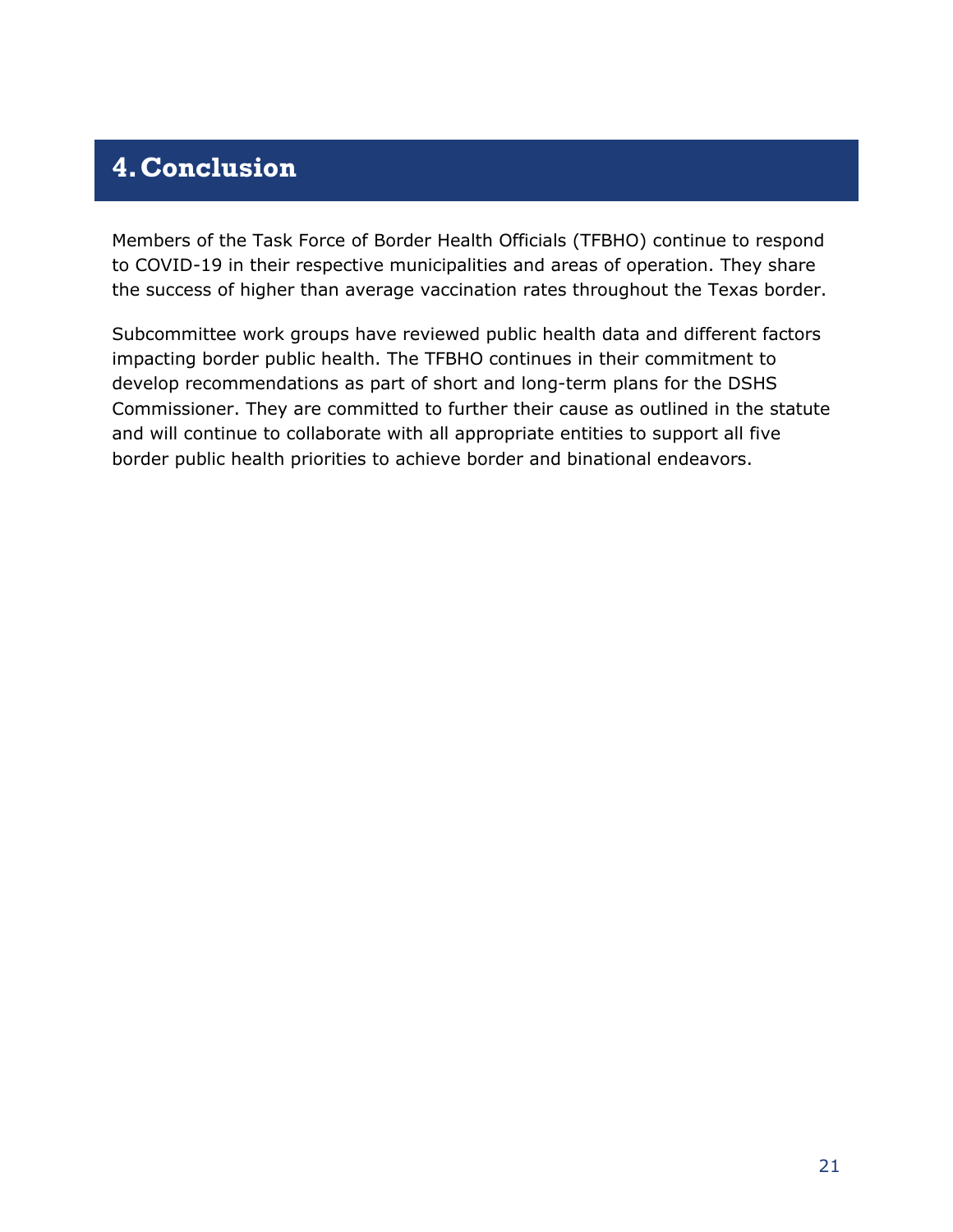# 4. Conclusion

Members of the Task Force of Border Health Officials (TFBHO) continue to respond to COVID-19 in their respective municipalities and areas of operation. They share the success of higher than average vaccination rates throughout the Texas border.

Subcommittee work groups have reviewed public health data and different factors impacting border public health. The TFBHO continues in their commitment to develop recommendations as part of short and long-term plans for the DSHS Commissioner. They are committed to further their cause as outlined in the statute and will continue to collaborate with all appropriate entities to support all five border public health priorities to achieve border and binational endeavors.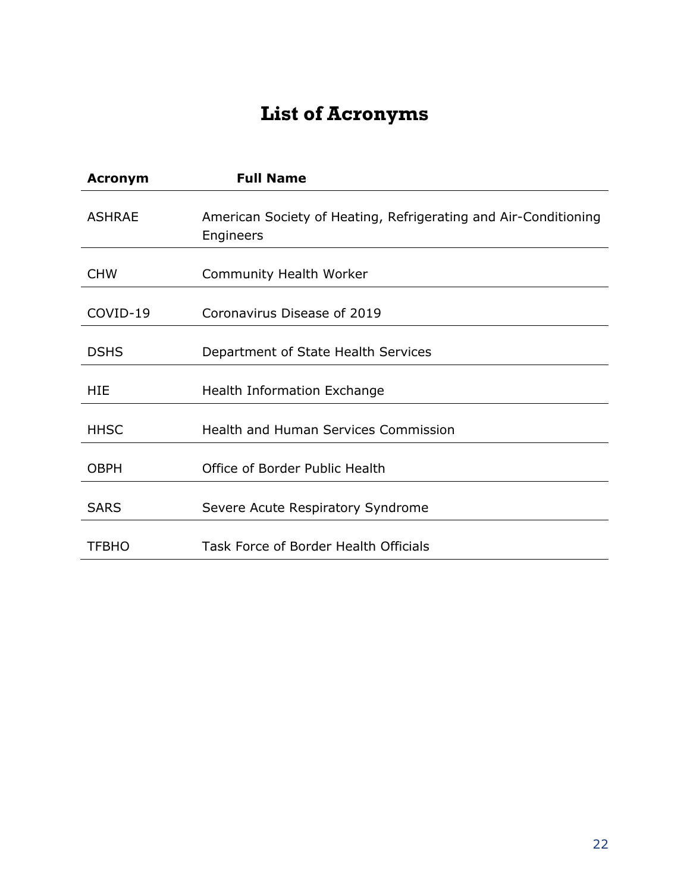# List of Acronyms

| Acronym | Full Name |
| --- | --- |
| ASHRAE | American Society of Heating, Refrigerating and Air-Conditioning Engineers |
| CHW | Community Health Worker |
| COVID-19 | Coronavirus Disease of 2019 |
| DSHS | Department of State Health Services |
| HIE | Health Information Exchange |
| HHSC | Health and Human Services Commission |
| OBPH | Office of Border Public Health |
| SARS | Severe Acute Respiratory Syndrome |
| TFBHO | Task Force of Border Health Officials |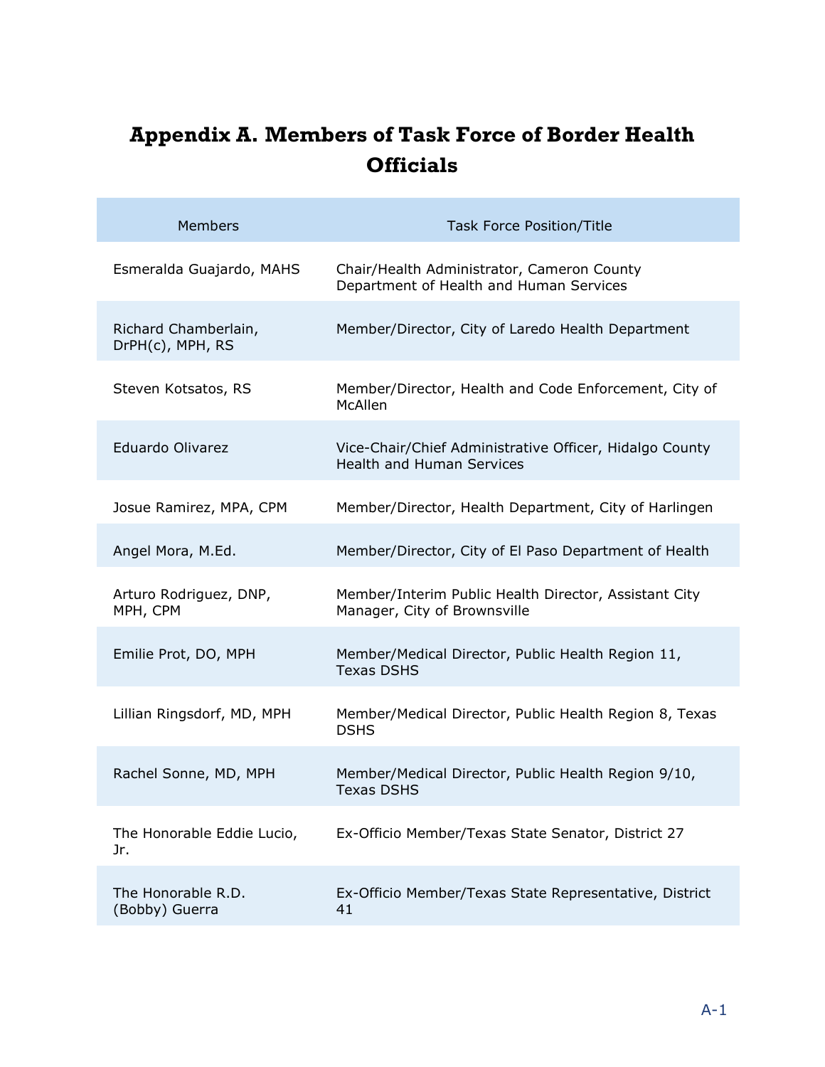# Appendix A. Members of Task Force of Border Health Officials

| Members | Task Force Position/Title |
|---|---|
| Esmeralda Guajardo, MAHS | Chair/Health Administrator, Cameron County Department of Health and Human Services |
| Richard Chamberlain, DrPH(c), MPH, RS | Member/Director, City of Laredo Health Department |
| Steven Kotsatos, RS | Member/Director, Health and Code Enforcement, City of McAllen |
| Eduardo Olivarez | Vice-Chair/Chief Administrative Officer, Hidalgo County Health and Human Services |
| Josue Ramirez, MPA, CPM | Member/Director, Health Department, City of Harlingen |
| Angel Mora, M.Ed. | Member/Director, City of El Paso Department of Health |
| Arturo Rodriguez, DNP, MPH, CPM | Member/Interim Public Health Director, Assistant City Manager, City of Brownsville |
| Emilie Prot, DO, MPH | Member/Medical Director, Public Health Region 11, Texas DSHS |
| Lillian Ringsdorf, MD, MPH | Member/Medical Director, Public Health Region 8, Texas DSHS |
| Rachel Sonne, MD, MPH | Member/Medical Director, Public Health Region 9/10, Texas DSHS |
| The Honorable Eddie Lucio, Jr. | Ex-Officio Member/Texas State Senator, District 27 |
| The Honorable R.D. (Bobby) Guerra | Ex-Officio Member/Texas State Representative, District 41 |